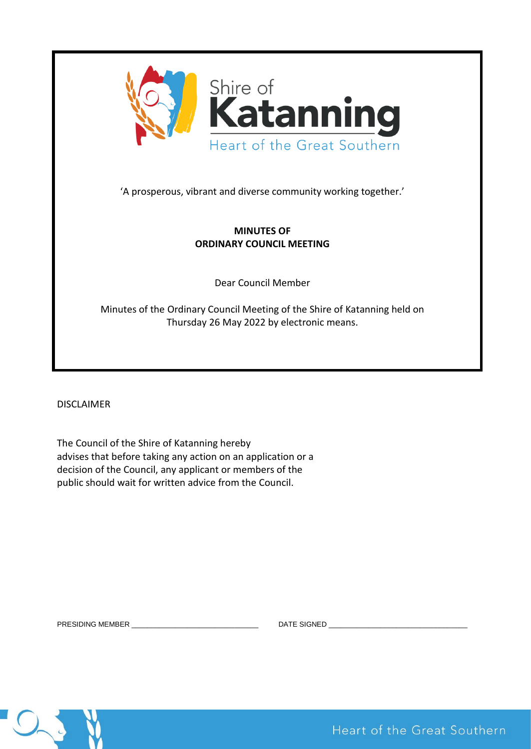Shire of
**Katanning**
Heart of the Great Southern

'A prosperous, vibrant and diverse community working together.'

**MINUTES OF**
**ORDINARY COUNCIL MEETING**

Dear Council Member

Minutes of the Ordinary Council Meeting of the Shire of Katanning held on Thursday 26 May 2022 by electronic means.

DISCLAIMER

The Council of the Shire of Katanning hereby advises that before taking any action on an application or a decision of the Council, any applicant or members of the public should wait for written advice from the Council.

PRESIDING MEMBER ______________________________ DATE SIGNED ________________________________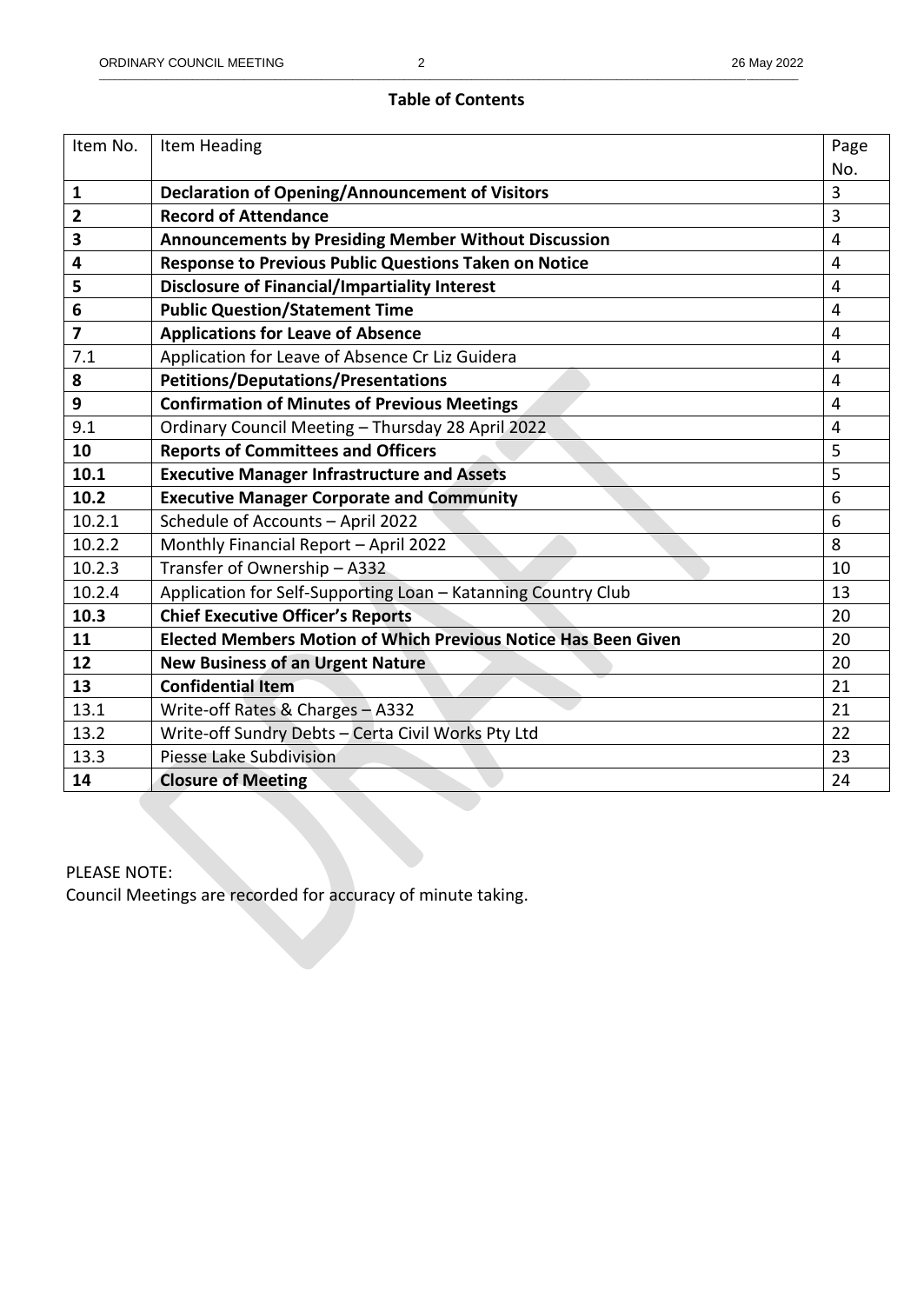**Table of Contents**

| Item No. | Item Heading | Page No. |
|---|---|---|
| **1** | **Declaration of Opening/Announcement of Visitors** | 3 |
| **2** | **Record of Attendance** | 3 |
| **3** | **Announcements by Presiding Member Without Discussion** | 4 |
| **4** | **Response to Previous Public Questions Taken on Notice** | 4 |
| **5** | **Disclosure of Financial/Impartiality Interest** | 4 |
| **6** | **Public Question/Statement Time** | 4 |
| **7** | **Applications for Leave of Absence** | 4 |
| 7.1 | Application for Leave of Absence Cr Liz Guidera | 4 |
| **8** | **Petitions/Deputations/Presentations** | 4 |
| **9** | **Confirmation of Minutes of Previous Meetings** | 4 |
| 9.1 | Ordinary Council Meeting – Thursday 28 April 2022 | 4 |
| **10** | **Reports of Committees and Officers** | 5 |
| **10.1** | **Executive Manager Infrastructure and Assets** | 5 |
| **10.2** | **Executive Manager Corporate and Community** | 6 |
| 10.2.1 | Schedule of Accounts – April 2022 | 6 |
| 10.2.2 | Monthly Financial Report – April 2022 | 8 |
| 10.2.3 | Transfer of Ownership – A332 | 10 |
| 10.2.4 | Application for Self-Supporting Loan – Katanning Country Club | 13 |
| **10.3** | **Chief Executive Officer's Reports** | 20 |
| **11** | **Elected Members Motion of Which Previous Notice Has Been Given** | 20 |
| **12** | **New Business of an Urgent Nature** | 20 |
| **13** | **Confidential Item** | 21 |
| 13.1 | Write-off Rates & Charges – A332 | 21 |
| 13.2 | Write-off Sundry Debts – Certa Civil Works Pty Ltd | 22 |
| 13.3 | Piesse Lake Subdivision | 23 |
| **14** | **Closure of Meeting** | 24 |

PLEASE NOTE:
Council Meetings are recorded for accuracy of minute taking.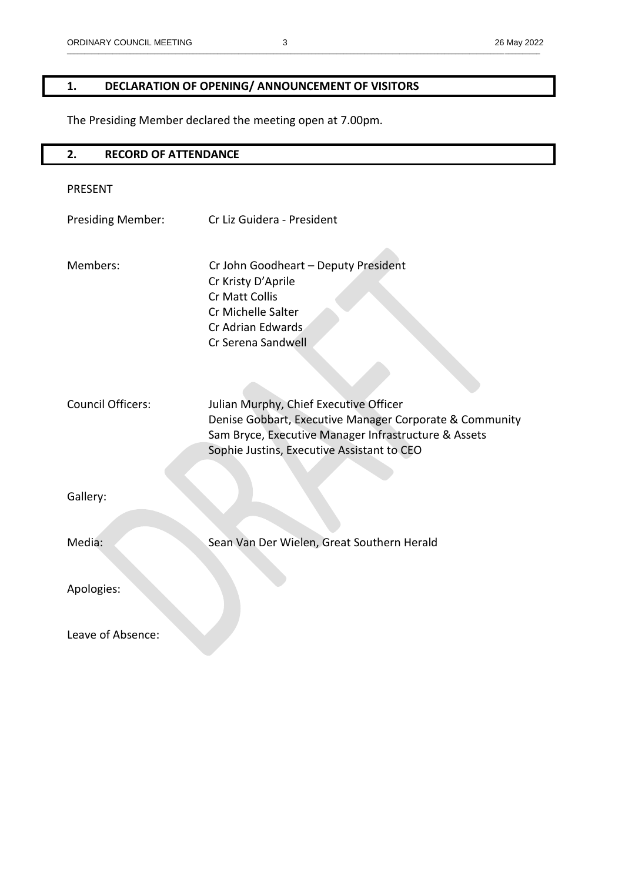## 1. DECLARATION OF OPENING/ ANNOUNCEMENT OF VISITORS

The Presiding Member declared the meeting open at 7.00pm.

## 2. RECORD OF ATTENDANCE

PRESENT

Presiding Member: Cr Liz Guidera - President

Members:
Cr John Goodheart – Deputy President
Cr Kristy D'Aprile
Cr Matt Collis
Cr Michelle Salter
Cr Adrian Edwards
Cr Serena Sandwell

Council Officers:
Julian Murphy, Chief Executive Officer
Denise Gobbart, Executive Manager Corporate & Community
Sam Bryce, Executive Manager Infrastructure & Assets
Sophie Justins, Executive Assistant to CEO

Gallery:

Media: Sean Van Der Wielen, Great Southern Herald

Apologies:

Leave of Absence: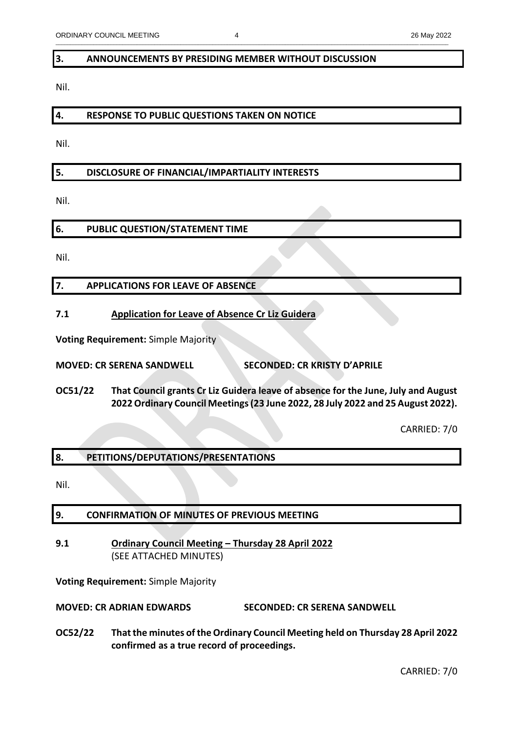## 3. ANNOUNCEMENTS BY PRESIDING MEMBER WITHOUT DISCUSSION

Nil.

## 4. RESPONSE TO PUBLIC QUESTIONS TAKEN ON NOTICE

Nil.

## 5. DISCLOSURE OF FINANCIAL/IMPARTIALITY INTERESTS

Nil.

## 6. PUBLIC QUESTION/STATEMENT TIME

Nil.

## 7. APPLICATIONS FOR LEAVE OF ABSENCE

### 7.1 Application for Leave of Absence Cr Liz Guidera

**Voting Requirement:** Simple Majority

**MOVED: CR SERENA SANDWELL** **SECONDED: CR KRISTY D'APRILE**

**OC51/22 That Council grants Cr Liz Guidera leave of absence for the June, July and August 2022 Ordinary Council Meetings (23 June 2022, 28 July 2022 and 25 August 2022).**

CARRIED: 7/0

## 8. PETITIONS/DEPUTATIONS/PRESENTATIONS

Nil.

## 9. CONFIRMATION OF MINUTES OF PREVIOUS MEETING

### 9.1 Ordinary Council Meeting – Thursday 28 April 2022

(SEE ATTACHED MINUTES)

**Voting Requirement:** Simple Majority

**MOVED: CR ADRIAN EDWARDS** **SECONDED: CR SERENA SANDWELL**

**OC52/22 That the minutes of the Ordinary Council Meeting held on Thursday 28 April 2022 confirmed as a true record of proceedings.**

CARRIED: 7/0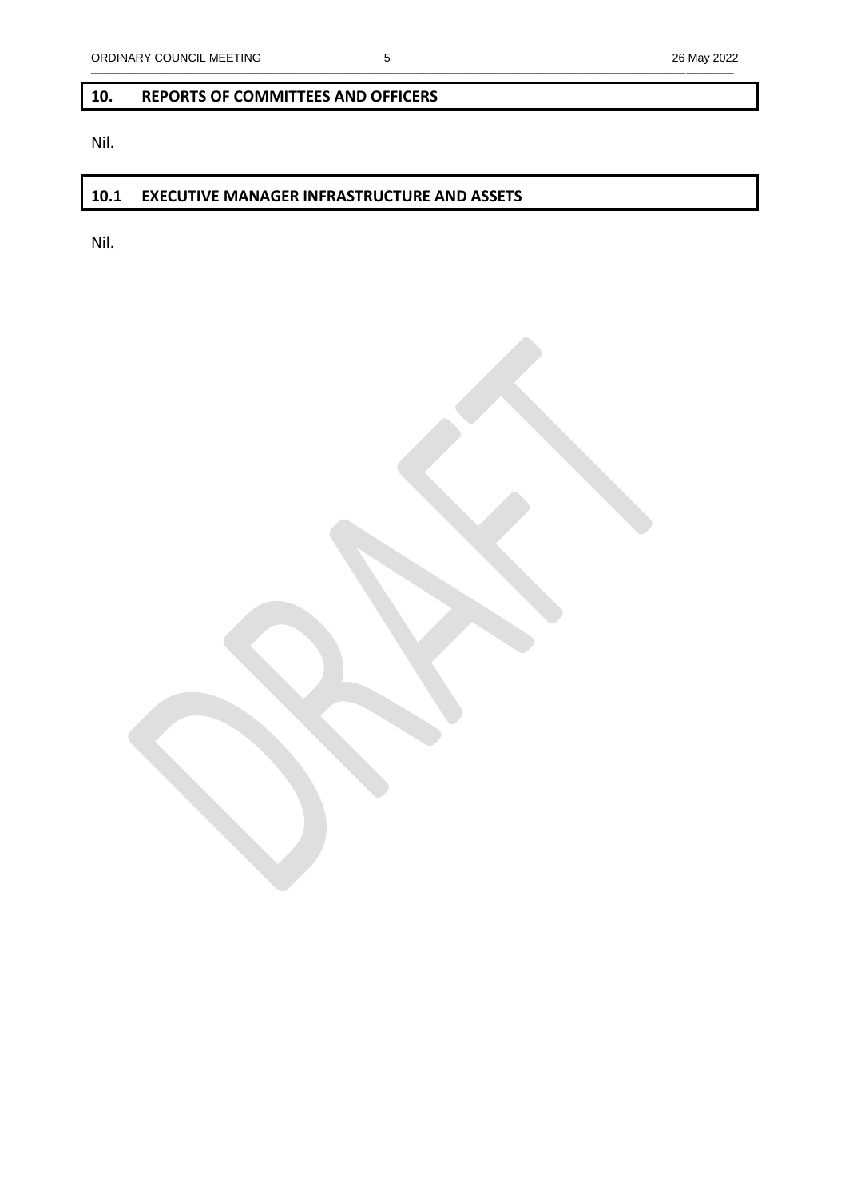## 10. REPORTS OF COMMITTEES AND OFFICERS

Nil.

## 10.1 EXECUTIVE MANAGER INFRASTRUCTURE AND ASSETS

Nil.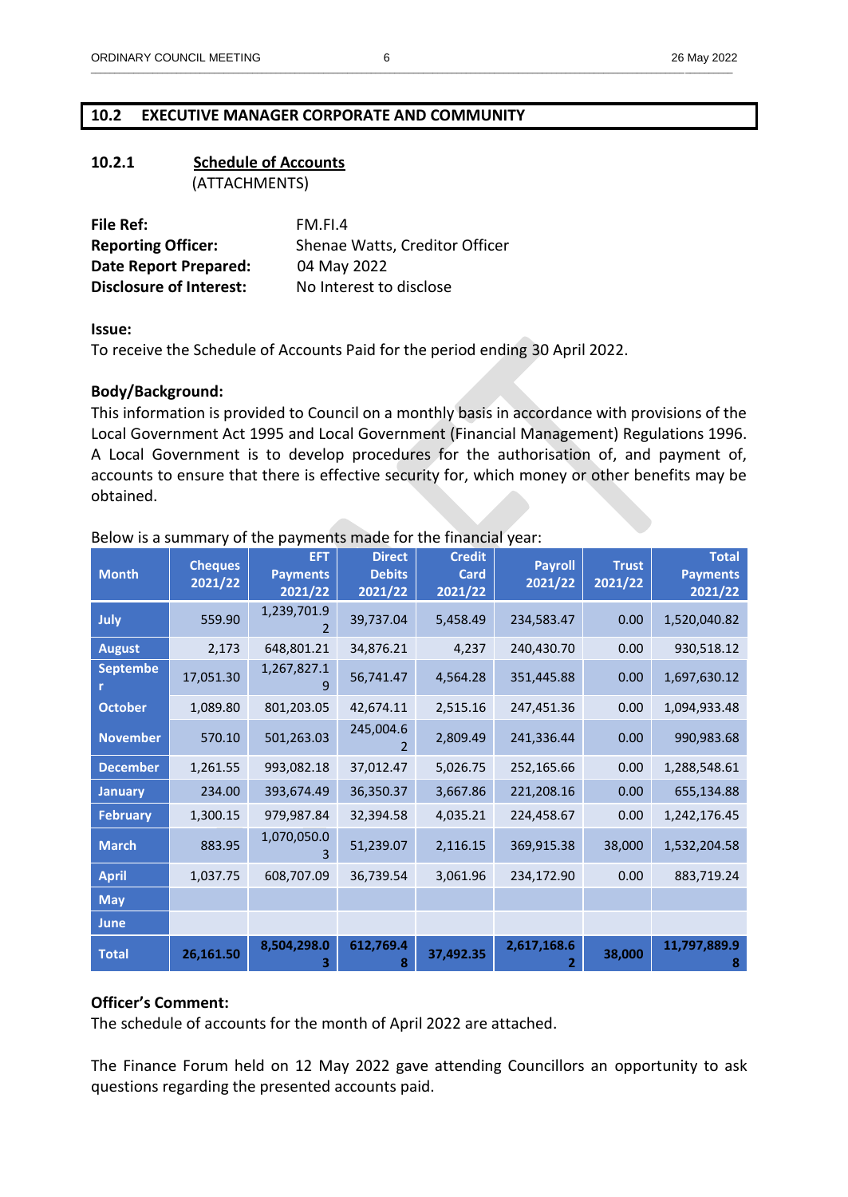## 10.2 EXECUTIVE MANAGER CORPORATE AND COMMUNITY

### 10.2.1 Schedule of Accounts
(ATTACHMENTS)

**File Ref:** FM.FI.4
**Reporting Officer:** Shenae Watts, Creditor Officer
**Date Report Prepared:** 04 May 2022
**Disclosure of Interest:** No Interest to disclose

**Issue:**
To receive the Schedule of Accounts Paid for the period ending 30 April 2022.

**Body/Background:**
This information is provided to Council on a monthly basis in accordance with provisions of the Local Government Act 1995 and Local Government (Financial Management) Regulations 1996. A Local Government is to develop procedures for the authorisation of, and payment of, accounts to ensure that there is effective security for, which money or other benefits may be obtained.

Below is a summary of the payments made for the financial year:

| Month | Cheques 2021/22 | EFT Payments 2021/22 | Direct Debits 2021/22 | Credit Card 2021/22 | Payroll 2021/22 | Trust 2021/22 | Total Payments 2021/22 |
|---|---|---|---|---|---|---|---|
| July | 559.90 | 1,239,701.92 | 39,737.04 | 5,458.49 | 234,583.47 | 0.00 | 1,520,040.82 |
| August | 2,173 | 648,801.21 | 34,876.21 | 4,237 | 240,430.70 | 0.00 | 930,518.12 |
| September | 17,051.30 | 1,267,827.19 | 56,741.47 | 4,564.28 | 351,445.88 | 0.00 | 1,697,630.12 |
| October | 1,089.80 | 801,203.05 | 42,674.11 | 2,515.16 | 247,451.36 | 0.00 | 1,094,933.48 |
| November | 570.10 | 501,263.03 | 245,004.62 | 2,809.49 | 241,336.44 | 0.00 | 990,983.68 |
| December | 1,261.55 | 993,082.18 | 37,012.47 | 5,026.75 | 252,165.66 | 0.00 | 1,288,548.61 |
| January | 234.00 | 393,674.49 | 36,350.37 | 3,667.86 | 221,208.16 | 0.00 | 655,134.88 |
| February | 1,300.15 | 979,987.84 | 32,394.58 | 4,035.21 | 224,458.67 | 0.00 | 1,242,176.45 |
| March | 883.95 | 1,070,050.03 | 51,239.07 | 2,116.15 | 369,915.38 | 38,000 | 1,532,204.58 |
| April | 1,037.75 | 608,707.09 | 36,739.54 | 3,061.96 | 234,172.90 | 0.00 | 883,719.24 |
| May | | | | | | | |
| June | | | | | | | |
| **Total** | **26,161.50** | **8,504,298.03** | **612,769.48** | **37,492.35** | **2,617,168.62** | **38,000** | **11,797,889.98** |

**Officer's Comment:**
The schedule of accounts for the month of April 2022 are attached.

The Finance Forum held on 12 May 2022 gave attending Councillors an opportunity to ask questions regarding the presented accounts paid.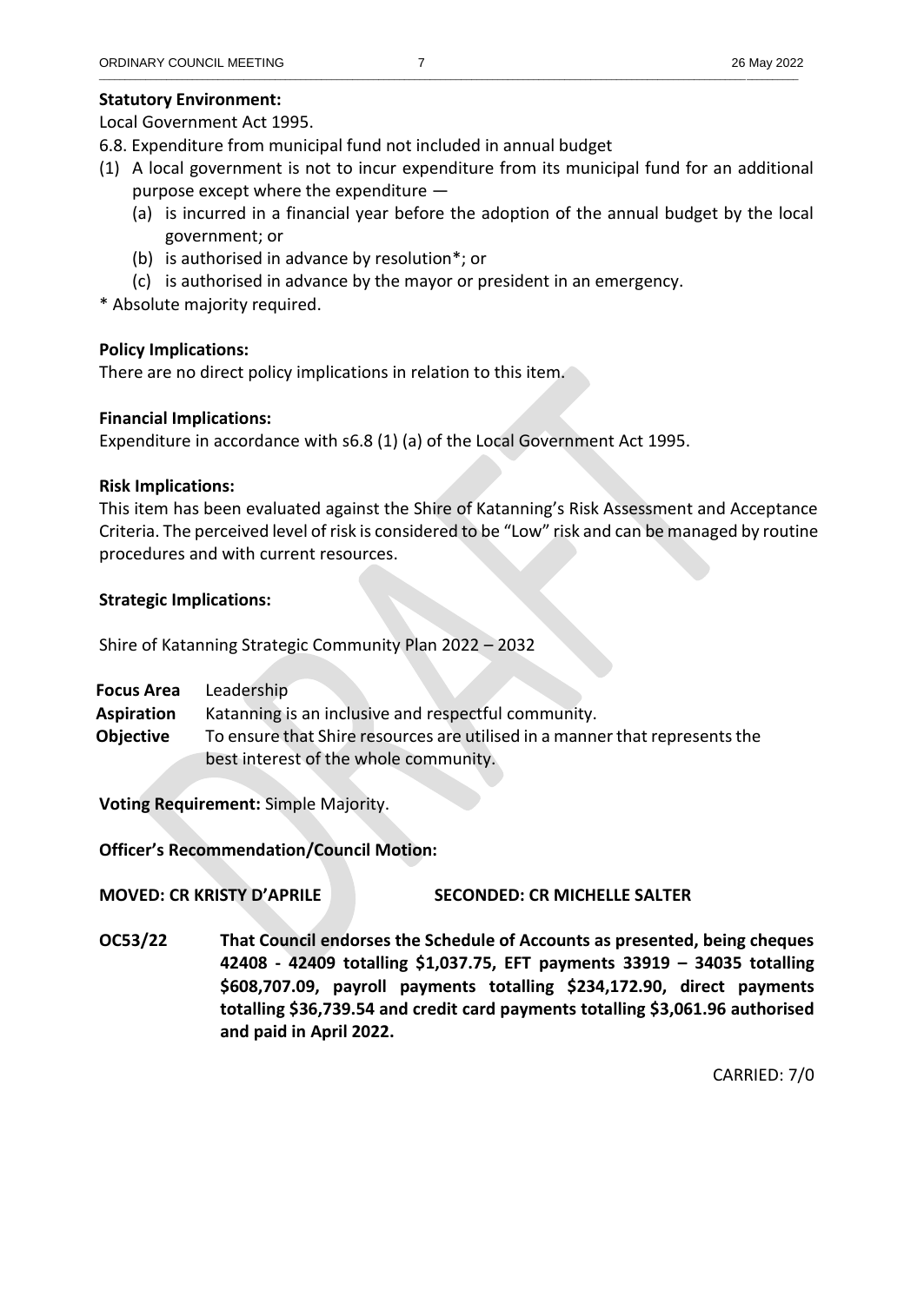**Statutory Environment:**

Local Government Act 1995.

6.8. Expenditure from municipal fund not included in annual budget

(1) A local government is not to incur expenditure from its municipal fund for an additional purpose except where the expenditure —
   - (a) is incurred in a financial year before the adoption of the annual budget by the local government; or
   - (b) is authorised in advance by resolution*; or
   - (c) is authorised in advance by the mayor or president in an emergency.

* Absolute majority required.

**Policy Implications:**

There are no direct policy implications in relation to this item.

**Financial Implications:**

Expenditure in accordance with s6.8 (1) (a) of the Local Government Act 1995.

**Risk Implications:**

This item has been evaluated against the Shire of Katanning's Risk Assessment and Acceptance Criteria. The perceived level of risk is considered to be "Low" risk and can be managed by routine procedures and with current resources.

**Strategic Implications:**

Shire of Katanning Strategic Community Plan 2022 – 2032

| | |
|---|---|
| **Focus Area** | Leadership |
| **Aspiration** | Katanning is an inclusive and respectful community. |
| **Objective** | To ensure that Shire resources are utilised in a manner that represents the best interest of the whole community. |

**Voting Requirement:** Simple Majority.

**Officer's Recommendation/Council Motion:**

**MOVED: CR KRISTY D'APRILE** **SECONDED: CR MICHELLE SALTER**

**OC53/22** **That Council endorses the Schedule of Accounts as presented, being cheques 42408 - 42409 totalling $1,037.75, EFT payments 33919 – 34035 totalling $608,707.09, payroll payments totalling $234,172.90, direct payments totalling $36,739.54 and credit card payments totalling $3,061.96 authorised and paid in April 2022.**

CARRIED: 7/0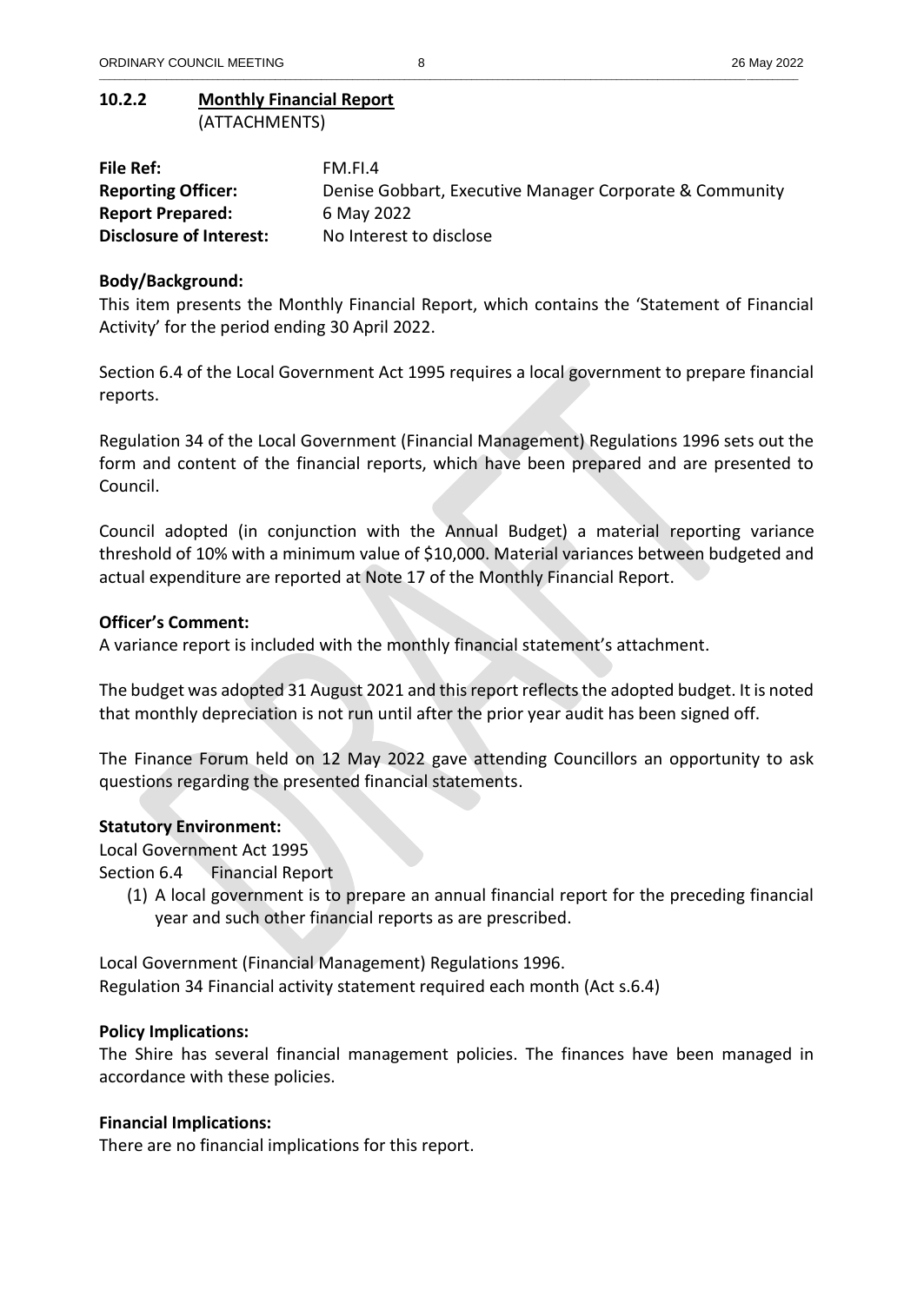## 10.2.2 Monthly Financial Report
(ATTACHMENTS)

| | |
|---|---|
| **File Ref:** | FM.FI.4 |
| **Reporting Officer:** | Denise Gobbart, Executive Manager Corporate & Community |
| **Report Prepared:** | 6 May 2022 |
| **Disclosure of Interest:** | No Interest to disclose |

**Body/Background:**

This item presents the Monthly Financial Report, which contains the 'Statement of Financial Activity' for the period ending 30 April 2022.

Section 6.4 of the Local Government Act 1995 requires a local government to prepare financial reports.

Regulation 34 of the Local Government (Financial Management) Regulations 1996 sets out the form and content of the financial reports, which have been prepared and are presented to Council.

Council adopted (in conjunction with the Annual Budget) a material reporting variance threshold of 10% with a minimum value of $10,000. Material variances between budgeted and actual expenditure are reported at Note 17 of the Monthly Financial Report.

**Officer's Comment:**

A variance report is included with the monthly financial statement's attachment.

The budget was adopted 31 August 2021 and this report reflects the adopted budget. It is noted that monthly depreciation is not run until after the prior year audit has been signed off.

The Finance Forum held on 12 May 2022 gave attending Councillors an opportunity to ask questions regarding the presented financial statements.

**Statutory Environment:**

Local Government Act 1995

Section 6.4 Financial Report

(1) A local government is to prepare an annual financial report for the preceding financial year and such other financial reports as are prescribed.

Local Government (Financial Management) Regulations 1996.
Regulation 34 Financial activity statement required each month (Act s.6.4)

**Policy Implications:**

The Shire has several financial management policies. The finances have been managed in accordance with these policies.

**Financial Implications:**

There are no financial implications for this report.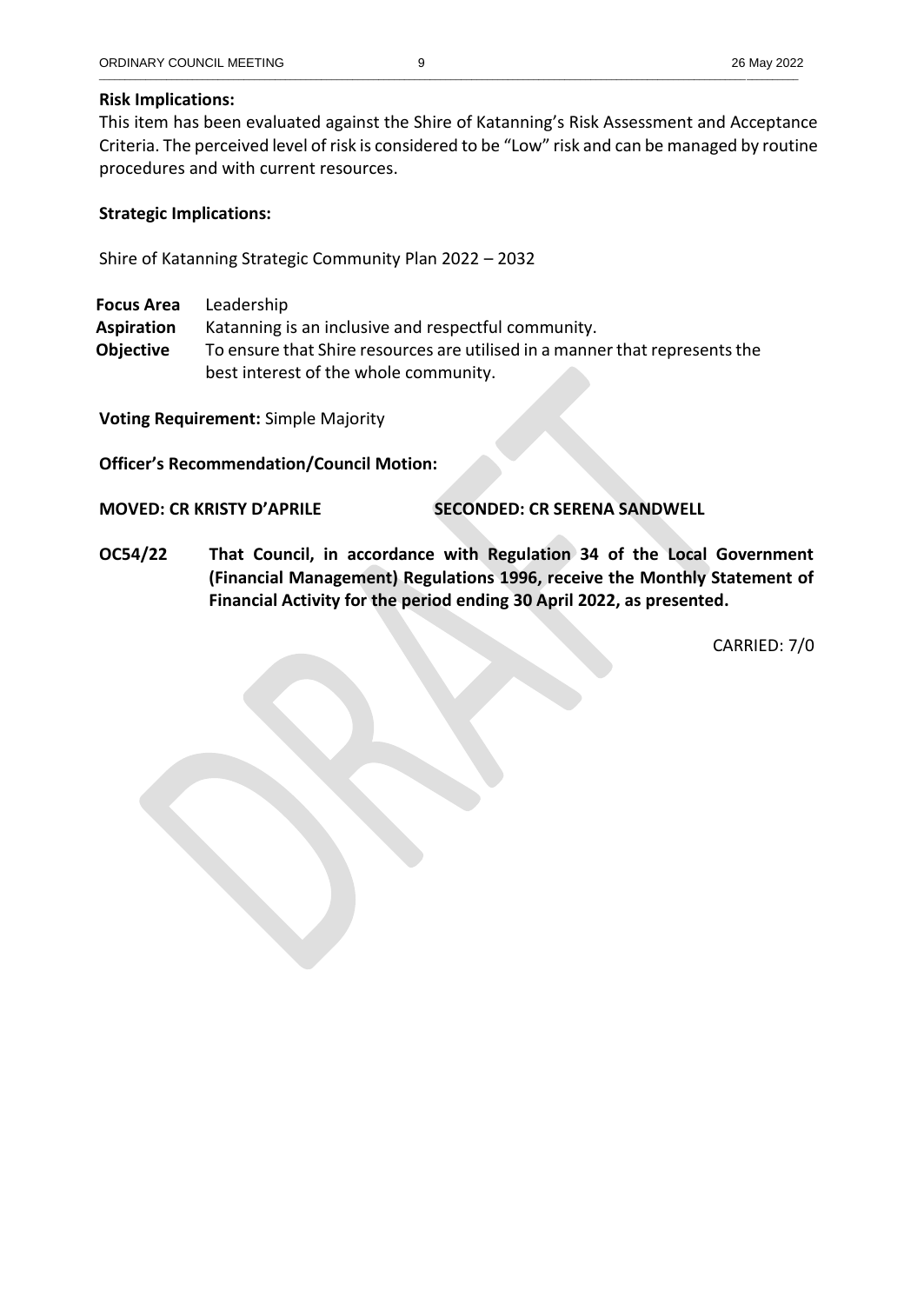**Risk Implications:**

This item has been evaluated against the Shire of Katanning's Risk Assessment and Acceptance Criteria. The perceived level of risk is considered to be "Low" risk and can be managed by routine procedures and with current resources.

**Strategic Implications:**

Shire of Katanning Strategic Community Plan 2022 – 2032

| | |
|---|---|
| **Focus Area** | Leadership |
| **Aspiration** | Katanning is an inclusive and respectful community. |
| **Objective** | To ensure that Shire resources are utilised in a manner that represents the best interest of the whole community. |

**Voting Requirement:** Simple Majority

**Officer's Recommendation/Council Motion:**

**MOVED: CR KRISTY D'APRILE** **SECONDED: CR SERENA SANDWELL**

**OC54/22** **That Council, in accordance with Regulation 34 of the Local Government (Financial Management) Regulations 1996, receive the Monthly Statement of Financial Activity for the period ending 30 April 2022, as presented.**

CARRIED: 7/0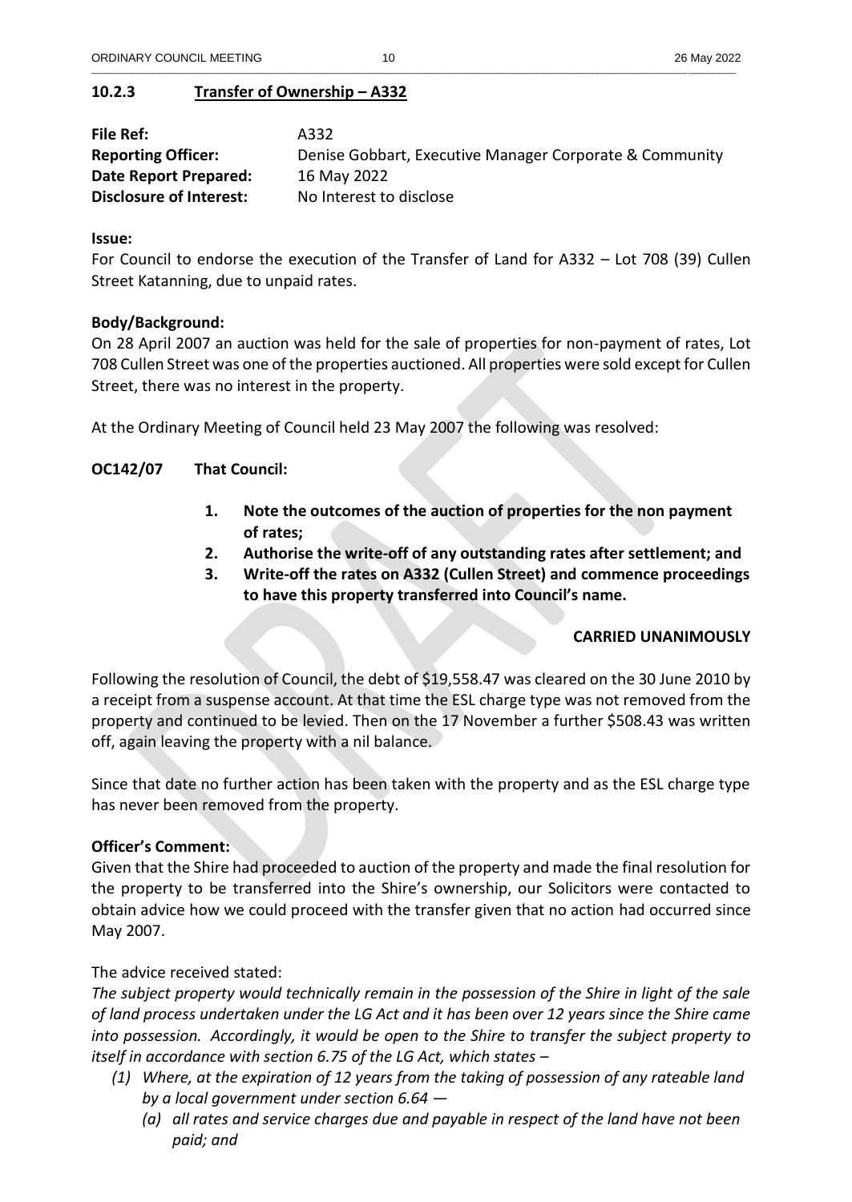### 10.2.3 Transfer of Ownership – A332

| | |
|---|---|
| **File Ref:** | A332 |
| **Reporting Officer:** | Denise Gobbart, Executive Manager Corporate & Community |
| **Date Report Prepared:** | 16 May 2022 |
| **Disclosure of Interest:** | No Interest to disclose |

**Issue:**
For Council to endorse the execution of the Transfer of Land for A332 – Lot 708 (39) Cullen Street Katanning, due to unpaid rates.

**Body/Background:**
On 28 April 2007 an auction was held for the sale of properties for non-payment of rates, Lot 708 Cullen Street was one of the properties auctioned. All properties were sold except for Cullen Street, there was no interest in the property.

At the Ordinary Meeting of Council held 23 May 2007 the following was resolved:

**OC142/07 That Council:**

1. **Note the outcomes of the auction of properties for the non payment of rates;**
2. **Authorise the write-off of any outstanding rates after settlement; and**
3. **Write-off the rates on A332 (Cullen Street) and commence proceedings to have this property transferred into Council's name.**

**CARRIED UNANIMOUSLY**

Following the resolution of Council, the debt of $19,558.47 was cleared on the 30 June 2010 by a receipt from a suspense account. At that time the ESL charge type was not removed from the property and continued to be levied. Then on the 17 November a further $508.43 was written off, again leaving the property with a nil balance.

Since that date no further action has been taken with the property and as the ESL charge type has never been removed from the property.

**Officer's Comment:**
Given that the Shire had proceeded to auction of the property and made the final resolution for the property to be transferred into the Shire's ownership, our Solicitors were contacted to obtain advice how we could proceed with the transfer given that no action had occurred since May 2007.

The advice received stated:
*The subject property would technically remain in the possession of the Shire in light of the sale of land process undertaken under the LG Act and it has been over 12 years since the Shire came into possession. Accordingly, it would be open to the Shire to transfer the subject property to itself in accordance with section 6.75 of the LG Act, which states –*

*(1) Where, at the expiration of 12 years from the taking of possession of any rateable land by a local government under section 6.64 —*

*(a) all rates and service charges due and payable in respect of the land have not been paid; and*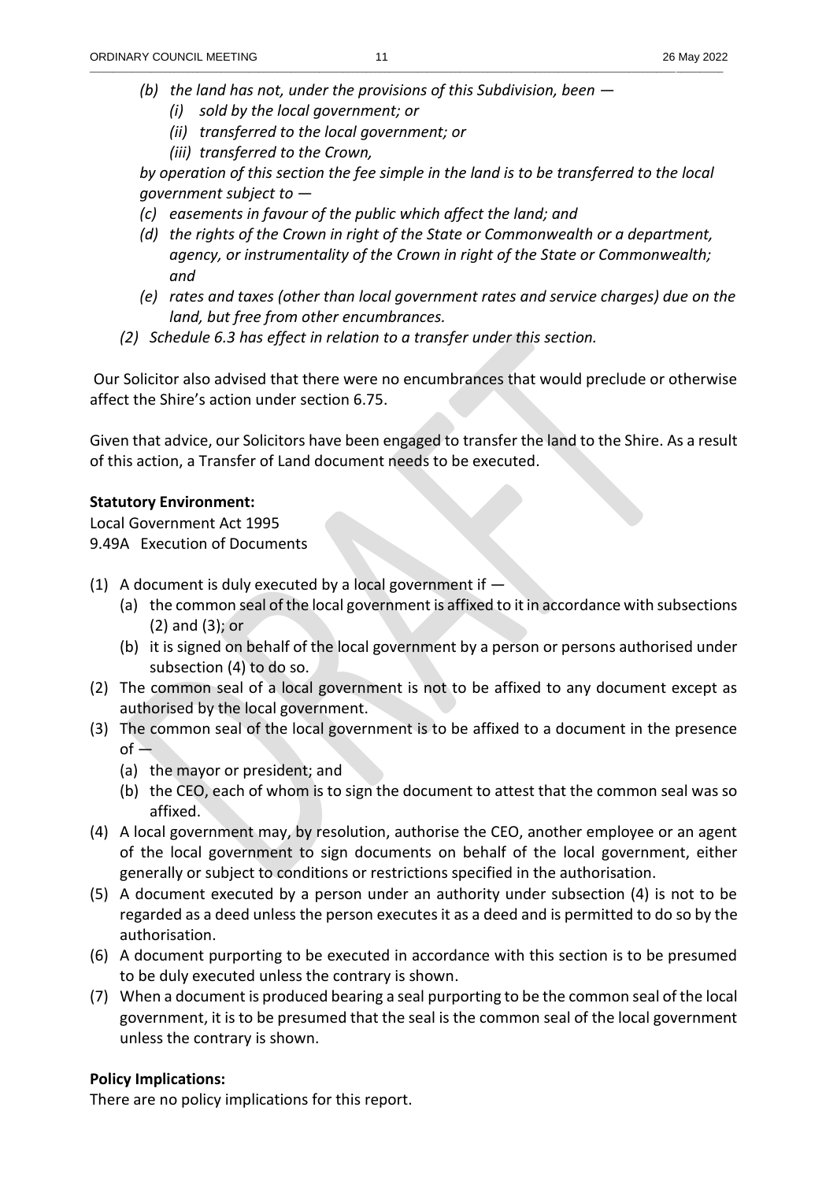- *(b) the land has not, under the provisions of this Subdivision, been —*
  - *(i) sold by the local government; or*
  - *(ii) transferred to the local government; or*
  - *(iii) transferred to the Crown,*

  *by operation of this section the fee simple in the land is to be transferred to the local government subject to —*
- *(c) easements in favour of the public which affect the land; and*
- *(d) the rights of the Crown in right of the State or Commonwealth or a department, agency, or instrumentality of the Crown in right of the State or Commonwealth; and*
- *(e) rates and taxes (other than local government rates and service charges) due on the land, but free from other encumbrances.*

*(2) Schedule 6.3 has effect in relation to a transfer under this section.*

Our Solicitor also advised that there were no encumbrances that would preclude or otherwise affect the Shire's action under section 6.75.

Given that advice, our Solicitors have been engaged to transfer the land to the Shire. As a result of this action, a Transfer of Land document needs to be executed.

**Statutory Environment:**

Local Government Act 1995
9.49A Execution of Documents

(1) A document is duly executed by a local government if —
   - (a) the common seal of the local government is affixed to it in accordance with subsections (2) and (3); or
   - (b) it is signed on behalf of the local government by a person or persons authorised under subsection (4) to do so.

(2) The common seal of a local government is not to be affixed to any document except as authorised by the local government.

(3) The common seal of the local government is to be affixed to a document in the presence of —
   - (a) the mayor or president; and
   - (b) the CEO, each of whom is to sign the document to attest that the common seal was so affixed.

(4) A local government may, by resolution, authorise the CEO, another employee or an agent of the local government to sign documents on behalf of the local government, either generally or subject to conditions or restrictions specified in the authorisation.

(5) A document executed by a person under an authority under subsection (4) is not to be regarded as a deed unless the person executes it as a deed and is permitted to do so by the authorisation.

(6) A document purporting to be executed in accordance with this section is to be presumed to be duly executed unless the contrary is shown.

(7) When a document is produced bearing a seal purporting to be the common seal of the local government, it is to be presumed that the seal is the common seal of the local government unless the contrary is shown.

**Policy Implications:**

There are no policy implications for this report.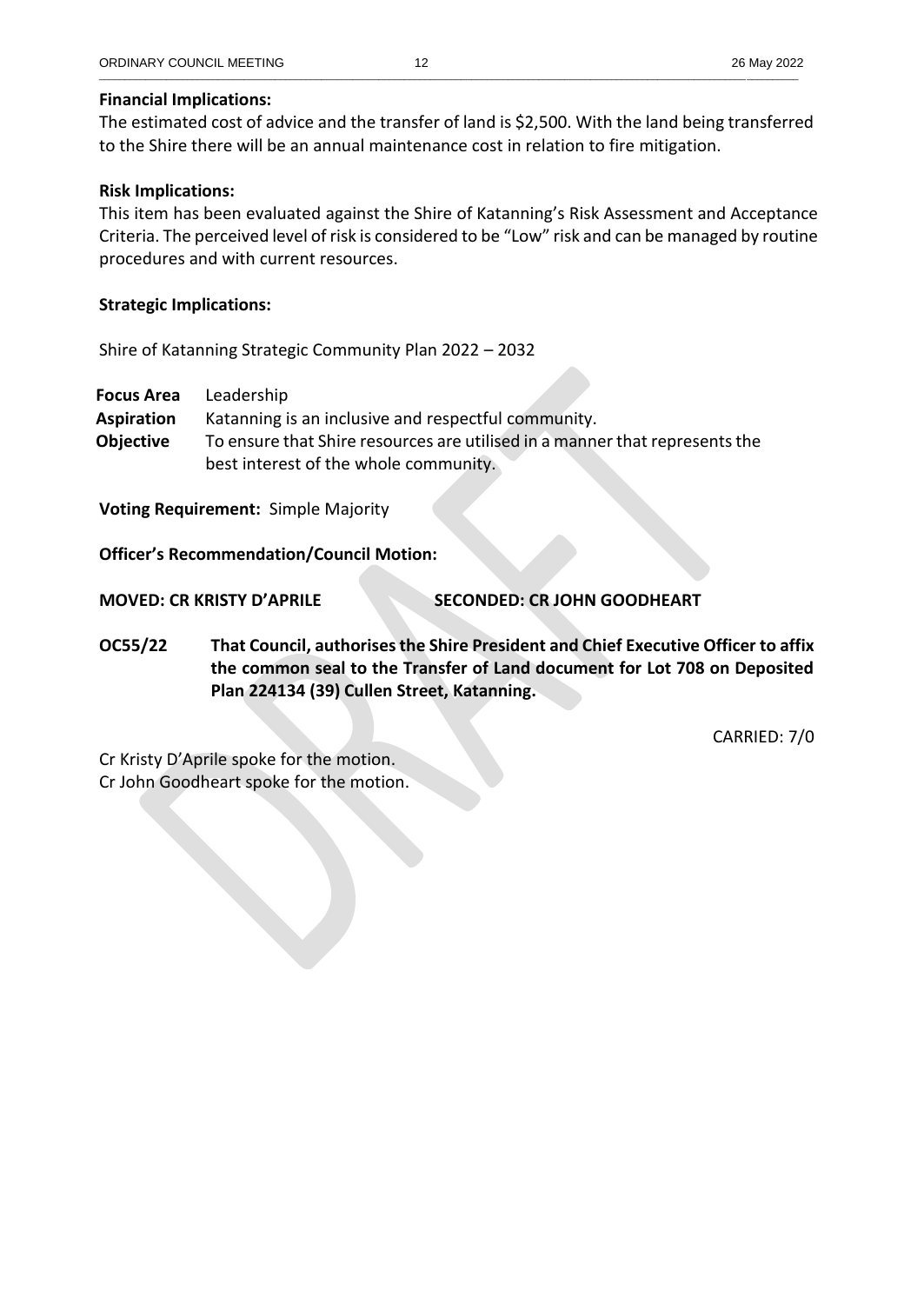**Financial Implications:**
The estimated cost of advice and the transfer of land is $2,500. With the land being transferred to the Shire there will be an annual maintenance cost in relation to fire mitigation.

**Risk Implications:**
This item has been evaluated against the Shire of Katanning's Risk Assessment and Acceptance Criteria. The perceived level of risk is considered to be "Low" risk and can be managed by routine procedures and with current resources.

**Strategic Implications:**

Shire of Katanning Strategic Community Plan 2022 – 2032

| | |
|---|---|
| **Focus Area** | Leadership |
| **Aspiration** | Katanning is an inclusive and respectful community. |
| **Objective** | To ensure that Shire resources are utilised in a manner that represents the best interest of the whole community. |

**Voting Requirement:** Simple Majority

**Officer's Recommendation/Council Motion:**

**MOVED: CR KRISTY D'APRILE** **SECONDED: CR JOHN GOODHEART**

**OC55/22 That Council, authorises the Shire President and Chief Executive Officer to affix the common seal to the Transfer of Land document for Lot 708 on Deposited Plan 224134 (39) Cullen Street, Katanning.**

CARRIED: 7/0

Cr Kristy D'Aprile spoke for the motion.
Cr John Goodheart spoke for the motion.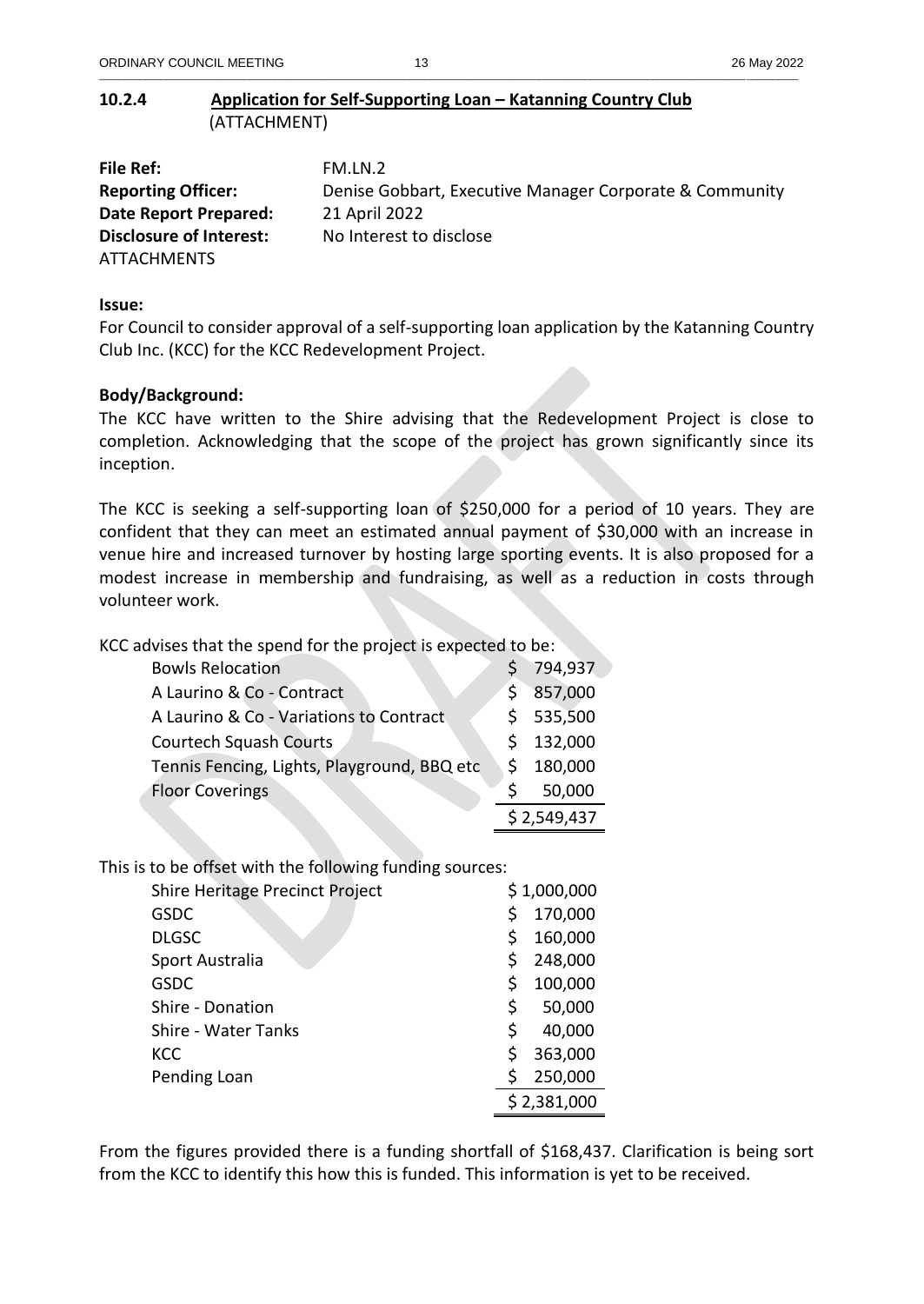## 10.2.4 Application for Self-Supporting Loan – Katanning Country Club (ATTACHMENT)

**File Ref:** FM.LN.2
**Reporting Officer:** Denise Gobbart, Executive Manager Corporate & Community
**Date Report Prepared:** 21 April 2022
**Disclosure of Interest:** No Interest to disclose
ATTACHMENTS

**Issue:**
For Council to consider approval of a self-supporting loan application by the Katanning Country Club Inc. (KCC) for the KCC Redevelopment Project.

**Body/Background:**
The KCC have written to the Shire advising that the Redevelopment Project is close to completion. Acknowledging that the scope of the project has grown significantly since its inception.

The KCC is seeking a self-supporting loan of $250,000 for a period of 10 years. They are confident that they can meet an estimated annual payment of $30,000 with an increase in venue hire and increased turnover by hosting large sporting events. It is also proposed for a modest increase in membership and fundraising, as well as a reduction in costs through volunteer work.

KCC advises that the spend for the project is expected to be:

| Item | Amount |
|---|---|
| Bowls Relocation | $ 794,937 |
| A Laurino & Co - Contract | $ 857,000 |
| A Laurino & Co - Variations to Contract | $ 535,500 |
| Courtech Squash Courts | $ 132,000 |
| Tennis Fencing, Lights, Playground, BBQ etc | $ 180,000 |
| Floor Coverings | $ 50,000 |
| | $ 2,549,437 |

This is to be offset with the following funding sources:

| Source | Amount |
|---|---|
| Shire Heritage Precinct Project | $ 1,000,000 |
| GSDC | $ 170,000 |
| DLGSC | $ 160,000 |
| Sport Australia | $ 248,000 |
| GSDC | $ 100,000 |
| Shire - Donation | $ 50,000 |
| Shire - Water Tanks | $ 40,000 |
| KCC | $ 363,000 |
| Pending Loan | $ 250,000 |
| | $ 2,381,000 |

From the figures provided there is a funding shortfall of $168,437. Clarification is being sort from the KCC to identify this how this is funded. This information is yet to be received.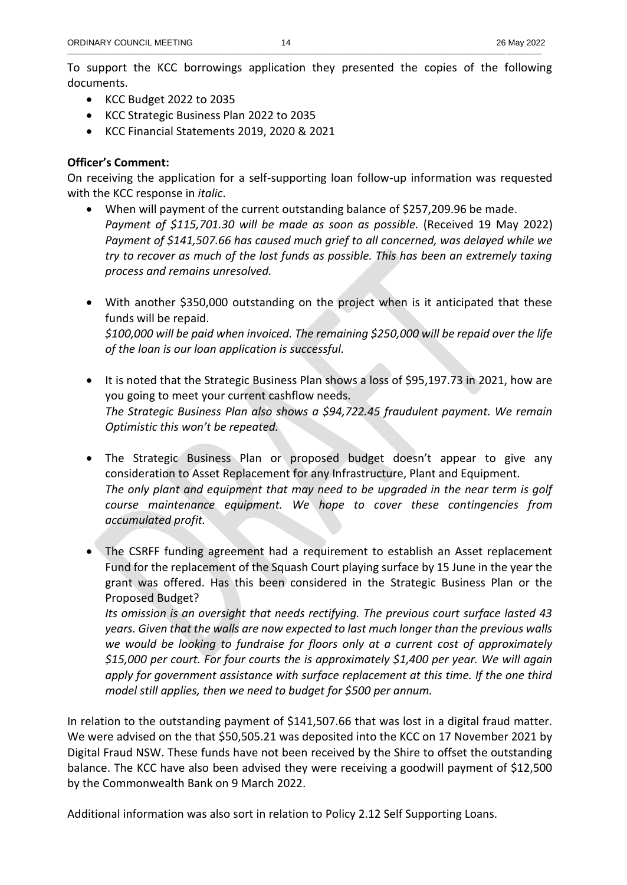To support the KCC borrowings application they presented the copies of the following documents.

- KCC Budget 2022 to 2035
- KCC Strategic Business Plan 2022 to 2035
- KCC Financial Statements 2019, 2020 & 2021

**Officer's Comment:**

On receiving the application for a self-supporting loan follow-up information was requested with the KCC response in *italic*.

- When will payment of the current outstanding balance of $257,209.96 be made.
  *Payment of $115,701.30 will be made as soon as possible.* (Received 19 May 2022) *Payment of $141,507.66 has caused much grief to all concerned, was delayed while we try to recover as much of the lost funds as possible. This has been an extremely taxing process and remains unresolved.*

- With another $350,000 outstanding on the project when is it anticipated that these funds will be repaid.
  *$100,000 will be paid when invoiced. The remaining $250,000 will be repaid over the life of the loan is our loan application is successful.*

- It is noted that the Strategic Business Plan shows a loss of $95,197.73 in 2021, how are you going to meet your current cashflow needs.
  *The Strategic Business Plan also shows a $94,722.45 fraudulent payment. We remain Optimistic this won't be repeated.*

- The Strategic Business Plan or proposed budget doesn't appear to give any consideration to Asset Replacement for any Infrastructure, Plant and Equipment.
  *The only plant and equipment that may need to be upgraded in the near term is golf course maintenance equipment. We hope to cover these contingencies from accumulated profit.*

- The CSRFF funding agreement had a requirement to establish an Asset replacement Fund for the replacement of the Squash Court playing surface by 15 June in the year the grant was offered. Has this been considered in the Strategic Business Plan or the Proposed Budget?
  *Its omission is an oversight that needs rectifying. The previous court surface lasted 43 years. Given that the walls are now expected to last much longer than the previous walls we would be looking to fundraise for floors only at a current cost of approximately $15,000 per court. For four courts the is approximately $1,400 per year. We will again apply for government assistance with surface replacement at this time. If the one third model still applies, then we need to budget for $500 per annum.*

In relation to the outstanding payment of $141,507.66 that was lost in a digital fraud matter. We were advised on the that $50,505.21 was deposited into the KCC on 17 November 2021 by Digital Fraud NSW. These funds have not been received by the Shire to offset the outstanding balance. The KCC have also been advised they were receiving a goodwill payment of $12,500 by the Commonwealth Bank on 9 March 2022.

Additional information was also sort in relation to Policy 2.12 Self Supporting Loans.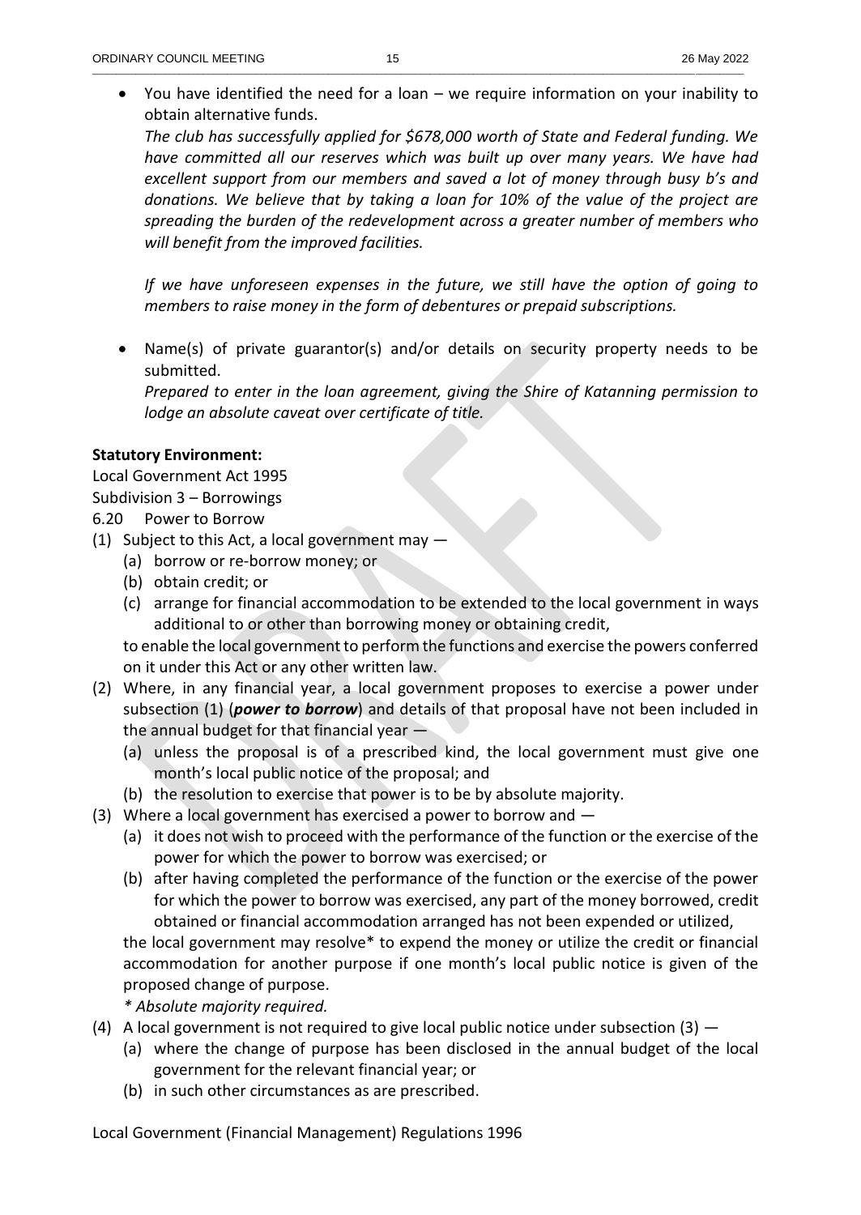- You have identified the need for a loan – we require information on your inability to obtain alternative funds.
  *The club has successfully applied for $678,000 worth of State and Federal funding. We have committed all our reserves which was built up over many years. We have had excellent support from our members and saved a lot of money through busy b's and donations. We believe that by taking a loan for 10% of the value of the project are spreading the burden of the redevelopment across a greater number of members who will benefit from the improved facilities.*

  *If we have unforeseen expenses in the future, we still have the option of going to members to raise money in the form of debentures or prepaid subscriptions.*

- Name(s) of private guarantor(s) and/or details on security property needs to be submitted.
  *Prepared to enter in the loan agreement, giving the Shire of Katanning permission to lodge an absolute caveat over certificate of title.*

**Statutory Environment:**

Local Government Act 1995

Subdivision 3 – Borrowings

6.20 Power to Borrow

(1) Subject to this Act, a local government may —
   (a) borrow or re-borrow money; or
   (b) obtain credit; or
   (c) arrange for financial accommodation to be extended to the local government in ways additional to or other than borrowing money or obtaining credit,

   to enable the local government to perform the functions and exercise the powers conferred on it under this Act or any other written law.

(2) Where, in any financial year, a local government proposes to exercise a power under subsection (1) (***power to borrow***) and details of that proposal have not been included in the annual budget for that financial year —
   (a) unless the proposal is of a prescribed kind, the local government must give one month's local public notice of the proposal; and
   (b) the resolution to exercise that power is to be by absolute majority.

(3) Where a local government has exercised a power to borrow and —
   (a) it does not wish to proceed with the performance of the function or the exercise of the power for which the power to borrow was exercised; or
   (b) after having completed the performance of the function or the exercise of the power for which the power to borrow was exercised, any part of the money borrowed, credit obtained or financial accommodation arranged has not been expended or utilized,

   the local government may resolve* to expend the money or utilize the credit or financial accommodation for another purpose if one month's local public notice is given of the proposed change of purpose.

   *\* Absolute majority required.*

(4) A local government is not required to give local public notice under subsection (3) —
   (a) where the change of purpose has been disclosed in the annual budget of the local government for the relevant financial year; or
   (b) in such other circumstances as are prescribed.

Local Government (Financial Management) Regulations 1996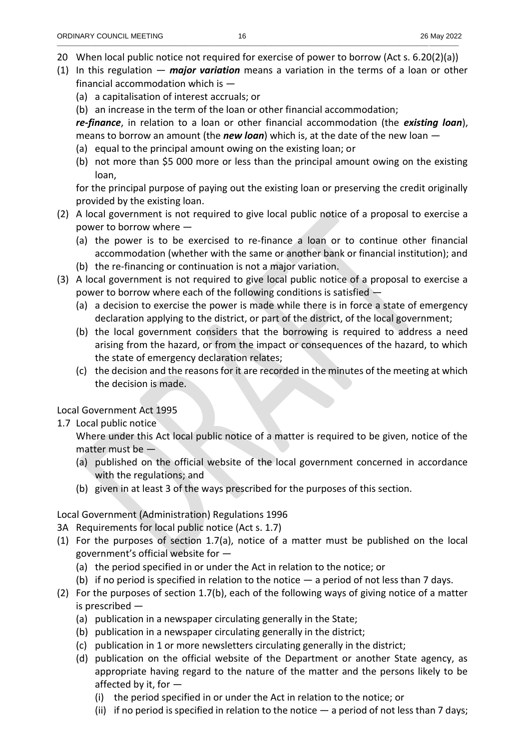20 When local public notice not required for exercise of power to borrow (Act s. 6.20(2)(a))

(1) In this regulation — ***major variation*** means a variation in the terms of a loan or other financial accommodation which is —

- (a) a capitalisation of interest accruals; or
- (b) an increase in the term of the loan or other financial accommodation;

***re-finance***, in relation to a loan or other financial accommodation (the ***existing loan***), means to borrow an amount (the ***new loan***) which is, at the date of the new loan —

- (a) equal to the principal amount owing on the existing loan; or
- (b) not more than $5 000 more or less than the principal amount owing on the existing loan,

for the principal purpose of paying out the existing loan or preserving the credit originally provided by the existing loan.

(2) A local government is not required to give local public notice of a proposal to exercise a power to borrow where —

- (a) the power is to be exercised to re-finance a loan or to continue other financial accommodation (whether with the same or another bank or financial institution); and
- (b) the re-financing or continuation is not a major variation.

(3) A local government is not required to give local public notice of a proposal to exercise a power to borrow where each of the following conditions is satisfied —

- (a) a decision to exercise the power is made while there is in force a state of emergency declaration applying to the district, or part of the district, of the local government;
- (b) the local government considers that the borrowing is required to address a need arising from the hazard, or from the impact or consequences of the hazard, to which the state of emergency declaration relates;
- (c) the decision and the reasons for it are recorded in the minutes of the meeting at which the decision is made.

Local Government Act 1995

1.7 Local public notice

Where under this Act local public notice of a matter is required to be given, notice of the matter must be —

- (a) published on the official website of the local government concerned in accordance with the regulations; and
- (b) given in at least 3 of the ways prescribed for the purposes of this section.

Local Government (Administration) Regulations 1996

3A Requirements for local public notice (Act s. 1.7)

(1) For the purposes of section 1.7(a), notice of a matter must be published on the local government's official website for —

- (a) the period specified in or under the Act in relation to the notice; or
- (b) if no period is specified in relation to the notice — a period of not less than 7 days.

(2) For the purposes of section 1.7(b), each of the following ways of giving notice of a matter is prescribed —

- (a) publication in a newspaper circulating generally in the State;
- (b) publication in a newspaper circulating generally in the district;
- (c) publication in 1 or more newsletters circulating generally in the district;
- (d) publication on the official website of the Department or another State agency, as appropriate having regard to the nature of the matter and the persons likely to be affected by it, for —
  - (i) the period specified in or under the Act in relation to the notice; or
  - (ii) if no period is specified in relation to the notice — a period of not less than 7 days;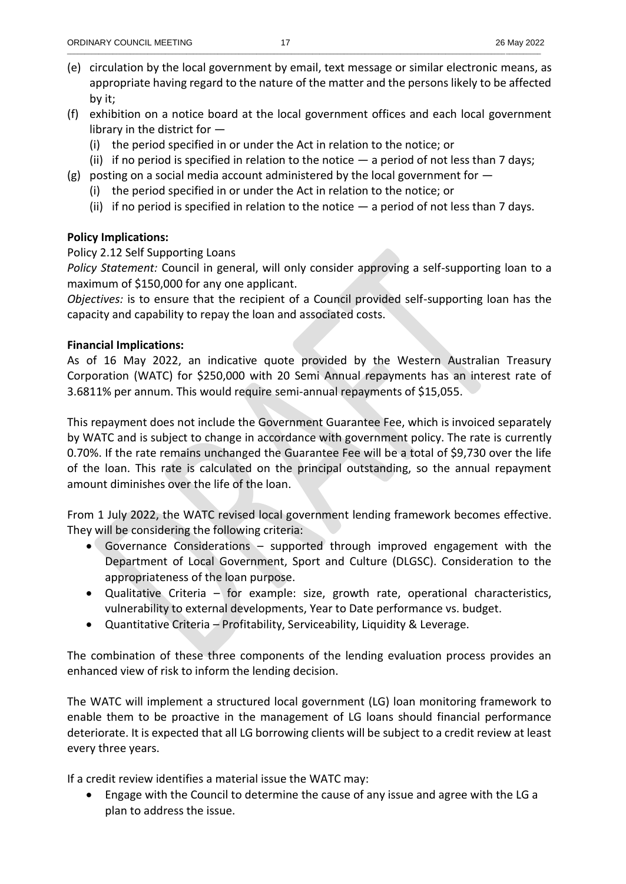(e) circulation by the local government by email, text message or similar electronic means, as appropriate having regard to the nature of the matter and the persons likely to be affected by it;

(f) exhibition on a notice board at the local government offices and each local government library in the district for —
   (i) the period specified in or under the Act in relation to the notice; or
   (ii) if no period is specified in relation to the notice — a period of not less than 7 days;

(g) posting on a social media account administered by the local government for —
   (i) the period specified in or under the Act in relation to the notice; or
   (ii) if no period is specified in relation to the notice — a period of not less than 7 days.

**Policy Implications:**

Policy 2.12 Self Supporting Loans

*Policy Statement:* Council in general, will only consider approving a self-supporting loan to a maximum of $150,000 for any one applicant.

*Objectives:* is to ensure that the recipient of a Council provided self-supporting loan has the capacity and capability to repay the loan and associated costs.

**Financial Implications:**

As of 16 May 2022, an indicative quote provided by the Western Australian Treasury Corporation (WATC) for $250,000 with 20 Semi Annual repayments has an interest rate of 3.6811% per annum. This would require semi-annual repayments of $15,055.

This repayment does not include the Government Guarantee Fee, which is invoiced separately by WATC and is subject to change in accordance with government policy. The rate is currently 0.70%. If the rate remains unchanged the Guarantee Fee will be a total of $9,730 over the life of the loan. This rate is calculated on the principal outstanding, so the annual repayment amount diminishes over the life of the loan.

From 1 July 2022, the WATC revised local government lending framework becomes effective. They will be considering the following criteria:

- Governance Considerations – supported through improved engagement with the Department of Local Government, Sport and Culture (DLGSC). Consideration to the appropriateness of the loan purpose.
- Qualitative Criteria – for example: size, growth rate, operational characteristics, vulnerability to external developments, Year to Date performance vs. budget.
- Quantitative Criteria – Profitability, Serviceability, Liquidity & Leverage.

The combination of these three components of the lending evaluation process provides an enhanced view of risk to inform the lending decision.

The WATC will implement a structured local government (LG) loan monitoring framework to enable them to be proactive in the management of LG loans should financial performance deteriorate. It is expected that all LG borrowing clients will be subject to a credit review at least every three years.

If a credit review identifies a material issue the WATC may:

- Engage with the Council to determine the cause of any issue and agree with the LG a plan to address the issue.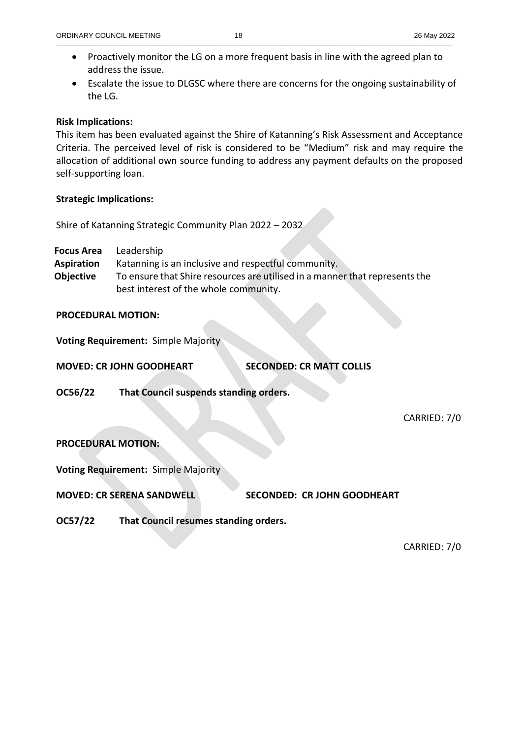- Proactively monitor the LG on a more frequent basis in line with the agreed plan to address the issue.
- Escalate the issue to DLGSC where there are concerns for the ongoing sustainability of the LG.

**Risk Implications:**

This item has been evaluated against the Shire of Katanning's Risk Assessment and Acceptance Criteria. The perceived level of risk is considered to be "Medium" risk and may require the allocation of additional own source funding to address any payment defaults on the proposed self-supporting loan.

**Strategic Implications:**

Shire of Katanning Strategic Community Plan 2022 – 2032

| | |
|---|---|
| **Focus Area** | Leadership |
| **Aspiration** | Katanning is an inclusive and respectful community. |
| **Objective** | To ensure that Shire resources are utilised in a manner that represents the best interest of the whole community. |

**PROCEDURAL MOTION:**

**Voting Requirement:** Simple Majority

**MOVED: CR JOHN GOODHEART** **SECONDED: CR MATT COLLIS**

**OC56/22 That Council suspends standing orders.**

CARRIED: 7/0

**PROCEDURAL MOTION:**

**Voting Requirement:** Simple Majority

**MOVED: CR SERENA SANDWELL** **SECONDED: CR JOHN GOODHEART**

**OC57/22 That Council resumes standing orders.**

CARRIED: 7/0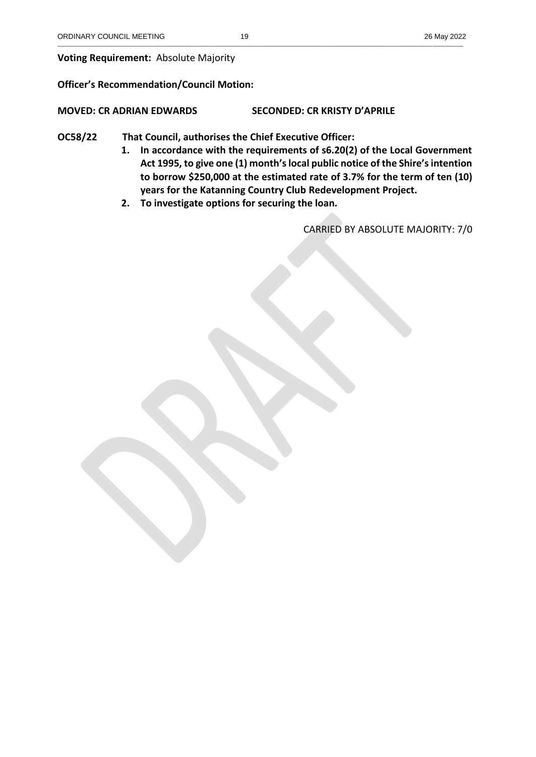**Voting Requirement:** Absolute Majority

**Officer's Recommendation/Council Motion:**

**MOVED: CR ADRIAN EDWARDS SECONDED: CR KRISTY D'APRILE**

**OC58/22 That Council, authorises the Chief Executive Officer:**

1. **In accordance with the requirements of s6.20(2) of the Local Government Act 1995, to give one (1) month's local public notice of the Shire's intention to borrow $250,000 at the estimated rate of 3.7% for the term of ten (10) years for the Katanning Country Club Redevelopment Project.**
2. **To investigate options for securing the loan.**

CARRIED BY ABSOLUTE MAJORITY: 7/0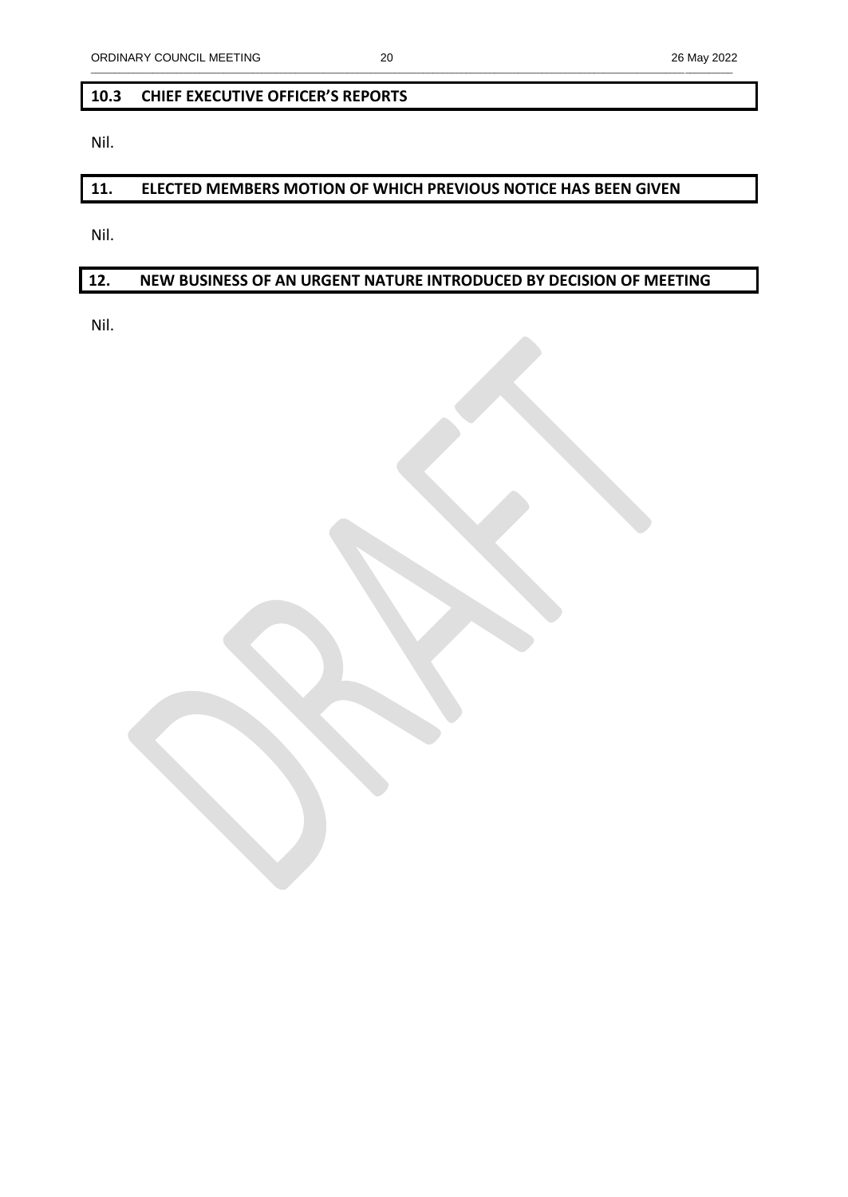## 10.3 CHIEF EXECUTIVE OFFICER'S REPORTS

Nil.

## 11. ELECTED MEMBERS MOTION OF WHICH PREVIOUS NOTICE HAS BEEN GIVEN

Nil.

## 12. NEW BUSINESS OF AN URGENT NATURE INTRODUCED BY DECISION OF MEETING

Nil.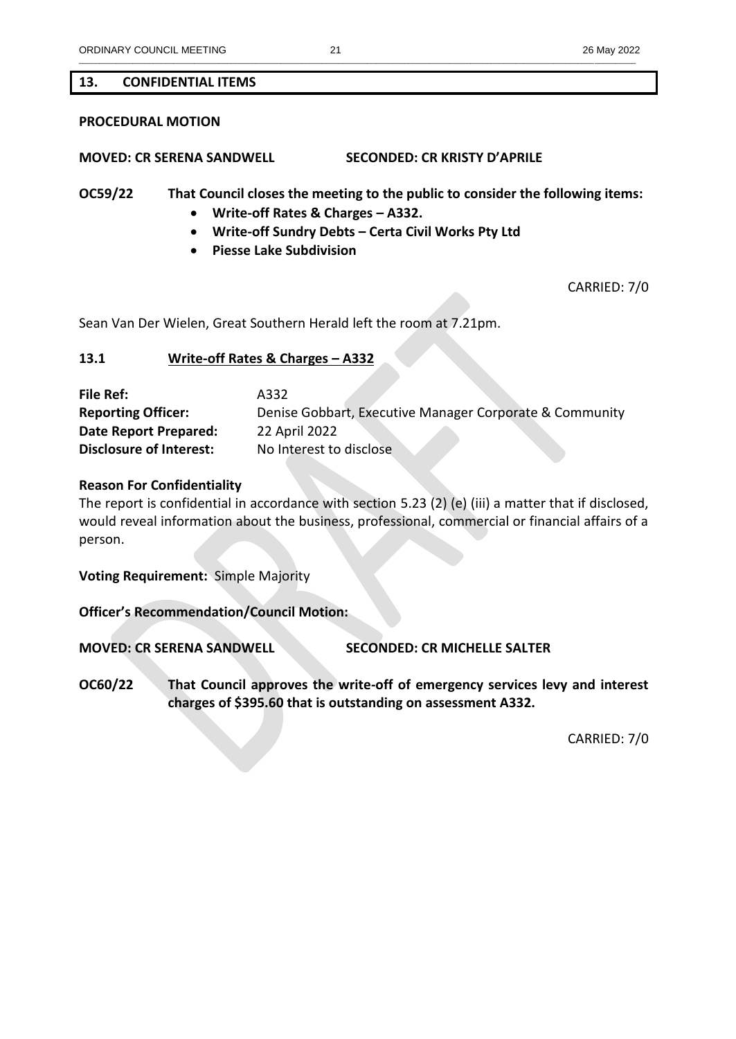## 13. CONFIDENTIAL ITEMS

**PROCEDURAL MOTION**

**MOVED: CR SERENA SANDWELL SECONDED: CR KRISTY D'APRILE**

**OC59/22 That Council closes the meeting to the public to consider the following items:**

- **Write-off Rates & Charges – A332.**
- **Write-off Sundry Debts – Certa Civil Works Pty Ltd**
- **Piesse Lake Subdivision**

CARRIED: 7/0

Sean Van Der Wielen, Great Southern Herald left the room at 7.21pm.

### 13.1 Write-off Rates & Charges – A332

**File Ref:** A332
**Reporting Officer:** Denise Gobbart, Executive Manager Corporate & Community
**Date Report Prepared:** 22 April 2022
**Disclosure of Interest:** No Interest to disclose

**Reason For Confidentiality**
The report is confidential in accordance with section 5.23 (2) (e) (iii) a matter that if disclosed, would reveal information about the business, professional, commercial or financial affairs of a person.

**Voting Requirement:** Simple Majority

**Officer's Recommendation/Council Motion:**

**MOVED: CR SERENA SANDWELL SECONDED: CR MICHELLE SALTER**

**OC60/22 That Council approves the write-off of emergency services levy and interest charges of $395.60 that is outstanding on assessment A332.**

CARRIED: 7/0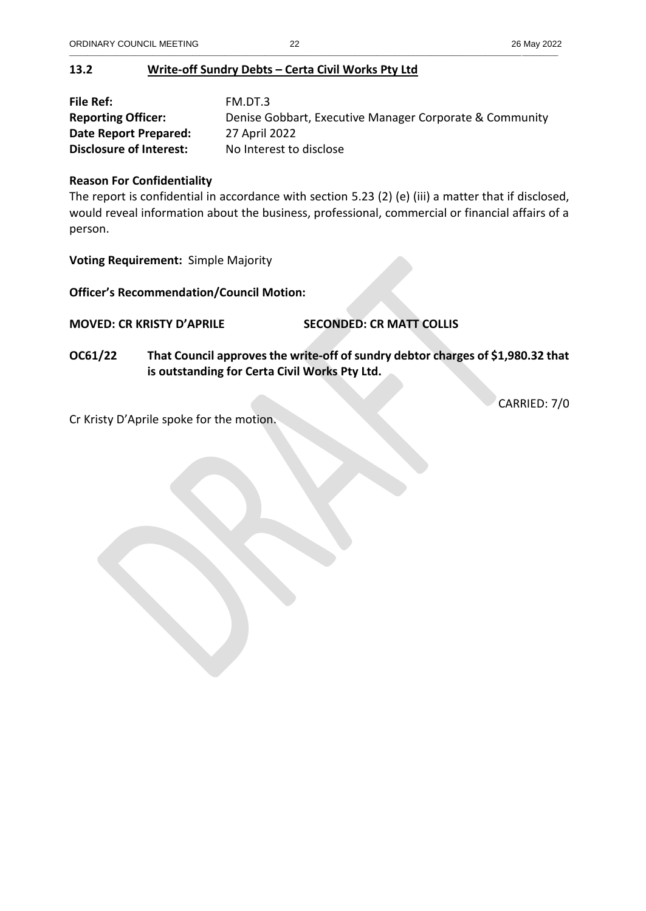## 13.2 Write-off Sundry Debts – Certa Civil Works Pty Ltd

**File Ref:** FM.DT.3
**Reporting Officer:** Denise Gobbart, Executive Manager Corporate & Community
**Date Report Prepared:** 27 April 2022
**Disclosure of Interest:** No Interest to disclose

**Reason For Confidentiality**

The report is confidential in accordance with section 5.23 (2) (e) (iii) a matter that if disclosed, would reveal information about the business, professional, commercial or financial affairs of a person.

**Voting Requirement:** Simple Majority

**Officer's Recommendation/Council Motion:**

**MOVED: CR KRISTY D'APRILE** **SECONDED: CR MATT COLLIS**

**OC61/22 That Council approves the write-off of sundry debtor charges of $1,980.32 that is outstanding for Certa Civil Works Pty Ltd.**

CARRIED: 7/0

Cr Kristy D'Aprile spoke for the motion.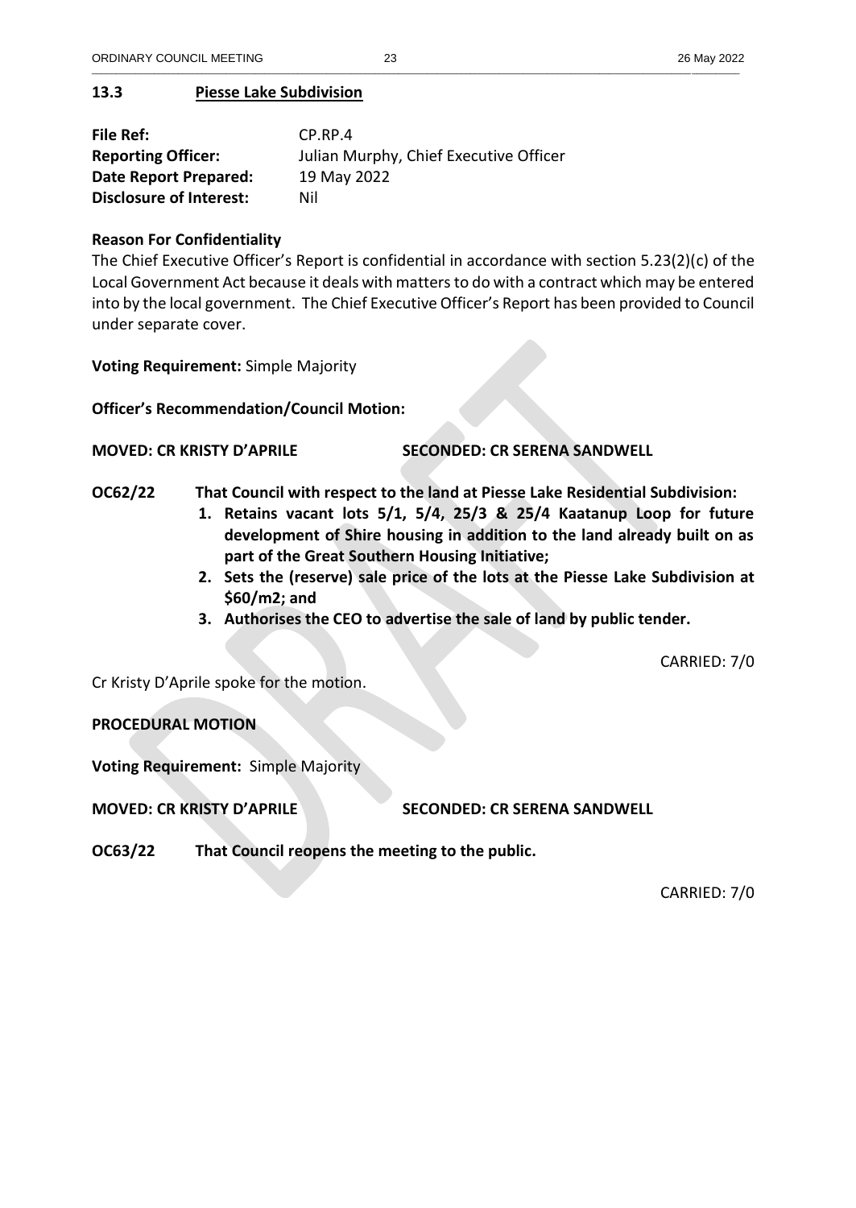### 13.3 Piesse Lake Subdivision

| | |
|---|---|
| **File Ref:** | CP.RP.4 |
| **Reporting Officer:** | Julian Murphy, Chief Executive Officer |
| **Date Report Prepared:** | 19 May 2022 |
| **Disclosure of Interest:** | Nil |

**Reason For Confidentiality**

The Chief Executive Officer's Report is confidential in accordance with section 5.23(2)(c) of the Local Government Act because it deals with matters to do with a contract which may be entered into by the local government. The Chief Executive Officer's Report has been provided to Council under separate cover.

**Voting Requirement:** Simple Majority

**Officer's Recommendation/Council Motion:**

**MOVED: CR KRISTY D'APRILE** **SECONDED: CR SERENA SANDWELL**

**OC62/22 That Council with respect to the land at Piesse Lake Residential Subdivision:**

1. **Retains vacant lots 5/1, 5/4, 25/3 & 25/4 Kaatanup Loop for future development of Shire housing in addition to the land already built on as part of the Great Southern Housing Initiative;**
2. **Sets the (reserve) sale price of the lots at the Piesse Lake Subdivision at \$60/m2; and**
3. **Authorises the CEO to advertise the sale of land by public tender.**

CARRIED: 7/0

Cr Kristy D'Aprile spoke for the motion.

**PROCEDURAL MOTION**

**Voting Requirement:** Simple Majority

**MOVED: CR KRISTY D'APRILE** **SECONDED: CR SERENA SANDWELL**

**OC63/22 That Council reopens the meeting to the public.**

CARRIED: 7/0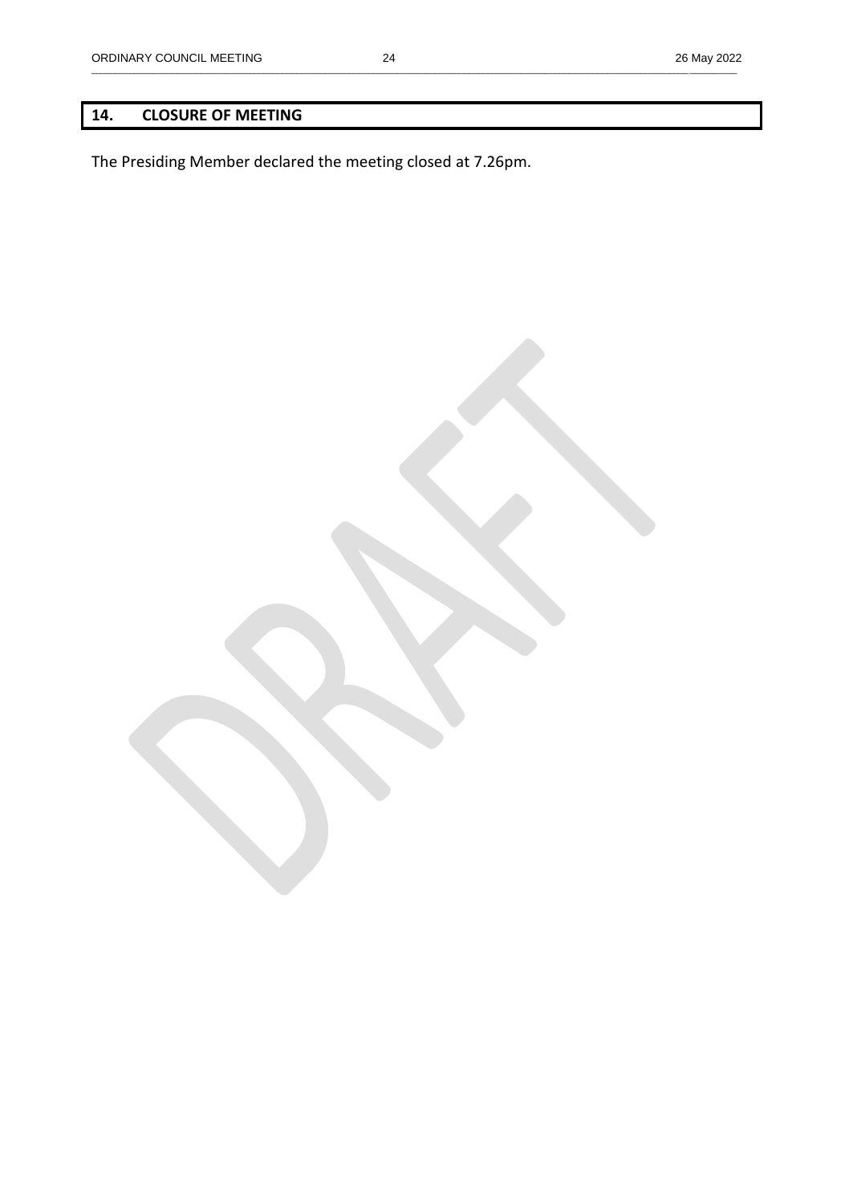## 14. CLOSURE OF MEETING

The Presiding Member declared the meeting closed at 7.26pm.